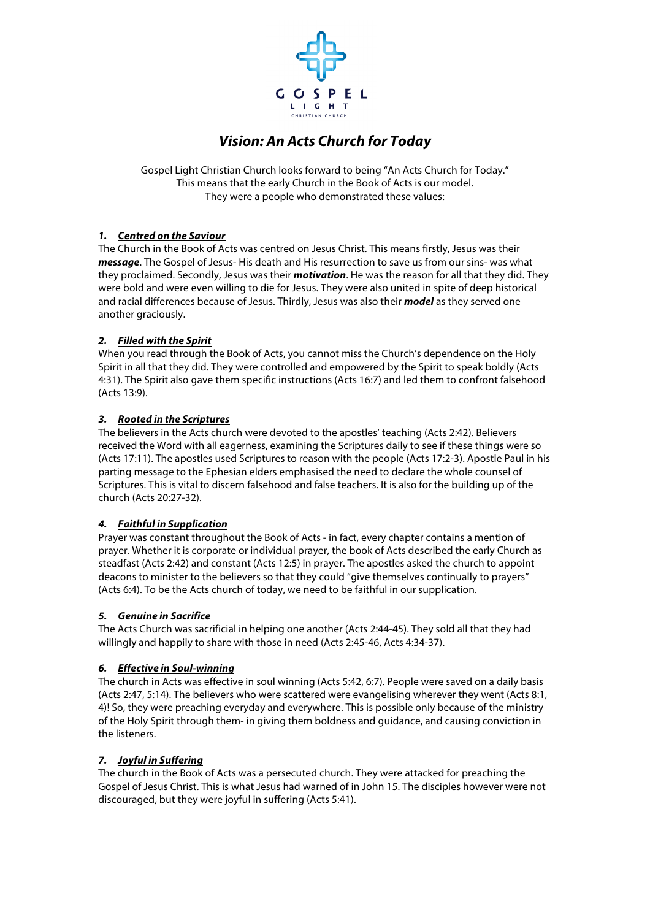# *Vision: An Acts Church for Today*

Gospel Light Christian Church looks forward to being "An Acts Church for Today."
This means that the early Church in the Book of Acts is our model.
They were a people who demonstrated these values:

### *1. Centred on the Saviour*

The Church in the Book of Acts was centred on Jesus Christ. This means firstly, Jesus was their ***message***. The Gospel of Jesus- His death and His resurrection to save us from our sins- was what they proclaimed. Secondly, Jesus was their ***motivation***. He was the reason for all that they did. They were bold and were even willing to die for Jesus. They were also united in spite of deep historical and racial differences because of Jesus. Thirdly, Jesus was also their ***model*** as they served one another graciously.

### *2. Filled with the Spirit*

When you read through the Book of Acts, you cannot miss the Church's dependence on the Holy Spirit in all that they did. They were controlled and empowered by the Spirit to speak boldly (Acts 4:31). The Spirit also gave them specific instructions (Acts 16:7) and led them to confront falsehood (Acts 13:9).

### *3. Rooted in the Scriptures*

The believers in the Acts church were devoted to the apostles' teaching (Acts 2:42). Believers received the Word with all eagerness, examining the Scriptures daily to see if these things were so (Acts 17:11). The apostles used Scriptures to reason with the people (Acts 17:2-3). Apostle Paul in his parting message to the Ephesian elders emphasised the need to declare the whole counsel of Scriptures. This is vital to discern falsehood and false teachers. It is also for the building up of the church (Acts 20:27-32).

### *4. Faithful in Supplication*

Prayer was constant throughout the Book of Acts - in fact, every chapter contains a mention of prayer. Whether it is corporate or individual prayer, the book of Acts described the early Church as steadfast (Acts 2:42) and constant (Acts 12:5) in prayer. The apostles asked the church to appoint deacons to minister to the believers so that they could "give themselves continually to prayers" (Acts 6:4). To be the Acts church of today, we need to be faithful in our supplication.

### *5. Genuine in Sacrifice*

The Acts Church was sacrificial in helping one another (Acts 2:44-45). They sold all that they had willingly and happily to share with those in need (Acts 2:45-46, Acts 4:34-37).

### *6. Effective in Soul-winning*

The church in Acts was effective in soul winning (Acts 5:42, 6:7). People were saved on a daily basis (Acts 2:47, 5:14). The believers who were scattered were evangelising wherever they went (Acts 8:1, 4)! So, they were preaching everyday and everywhere. This is possible only because of the ministry of the Holy Spirit through them- in giving them boldness and guidance, and causing conviction in the listeners.

### *7. Joyful in Suffering*

The church in the Book of Acts was a persecuted church. They were attacked for preaching the Gospel of Jesus Christ. This is what Jesus had warned of in John 15. The disciples however were not discouraged, but they were joyful in suffering (Acts 5:41).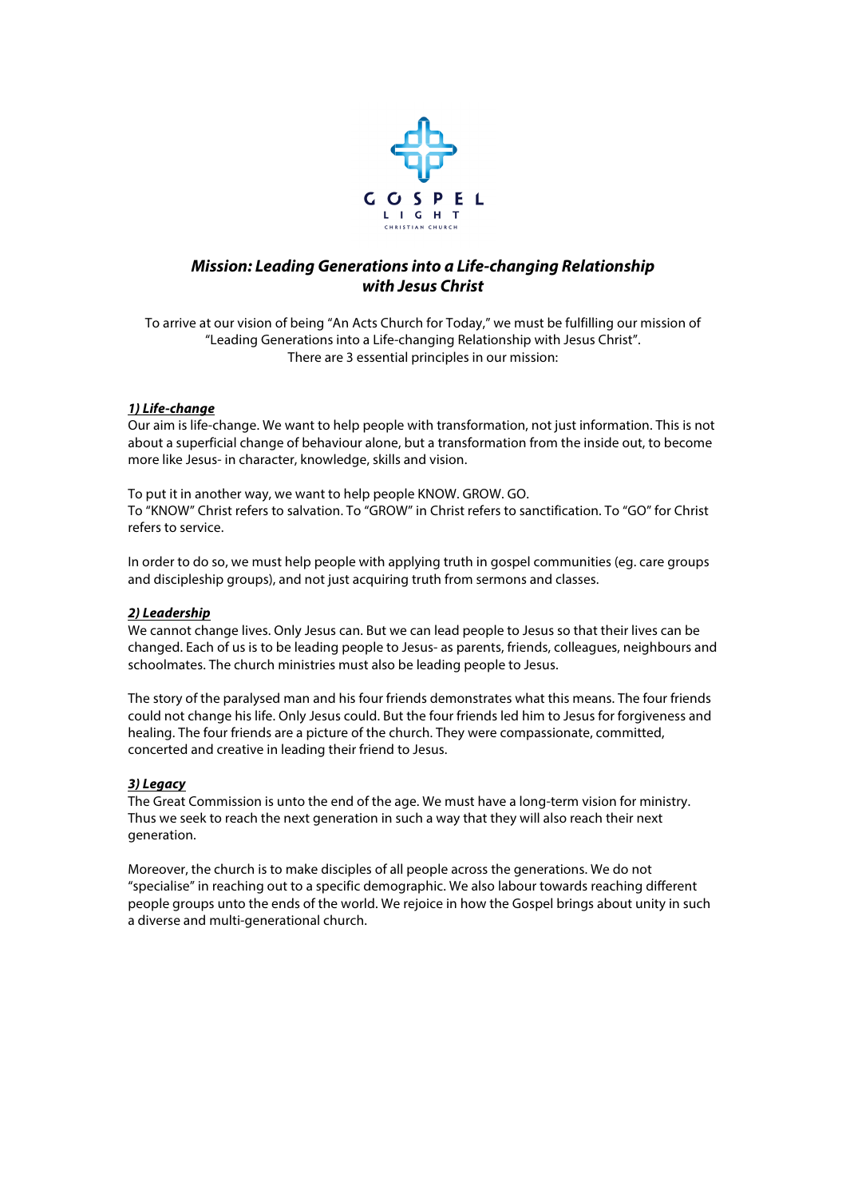GOSPEL LIGHT
CHRISTIAN CHURCH

## ***Mission: Leading Generations into a Life-changing Relationship with Jesus Christ***

To arrive at our vision of being "An Acts Church for Today," we must be fulfilling our mission of "Leading Generations into a Life-changing Relationship with Jesus Christ".
There are 3 essential principles in our mission:

### ***1) Life-change***

Our aim is life-change. We want to help people with transformation, not just information. This is not about a superficial change of behaviour alone, but a transformation from the inside out, to become more like Jesus- in character, knowledge, skills and vision.

To put it in another way, we want to help people KNOW. GROW. GO.
To "KNOW" Christ refers to salvation. To "GROW" in Christ refers to sanctification. To "GO" for Christ refers to service.

In order to do so, we must help people with applying truth in gospel communities (eg. care groups and discipleship groups), and not just acquiring truth from sermons and classes.

### ***2) Leadership***

We cannot change lives. Only Jesus can. But we can lead people to Jesus so that their lives can be changed. Each of us is to be leading people to Jesus- as parents, friends, colleagues, neighbours and schoolmates. The church ministries must also be leading people to Jesus.

The story of the paralysed man and his four friends demonstrates what this means. The four friends could not change his life. Only Jesus could. But the four friends led him to Jesus for forgiveness and healing. The four friends are a picture of the church. They were compassionate, committed, concerted and creative in leading their friend to Jesus.

### ***3) Legacy***

The Great Commission is unto the end of the age. We must have a long-term vision for ministry. Thus we seek to reach the next generation in such a way that they will also reach their next generation.

Moreover, the church is to make disciples of all people across the generations. We do not "specialise" in reaching out to a specific demographic. We also labour towards reaching different people groups unto the ends of the world. We rejoice in how the Gospel brings about unity in such a diverse and multi-generational church.